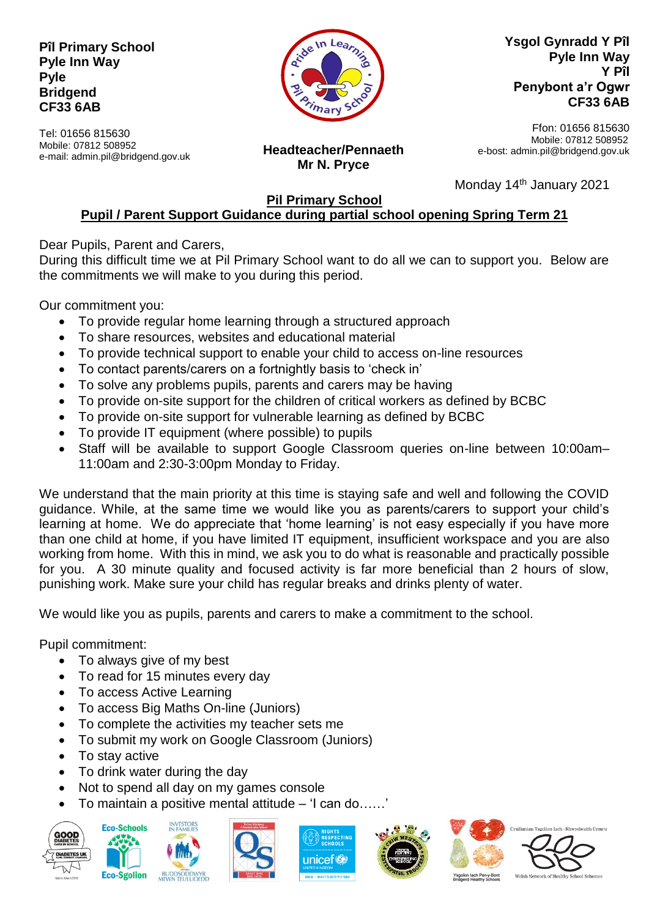**Pîl Primary School**
**Pyle Inn Way**
**Pyle**
**Bridgend**
**CF33 6AB**

Tel: 01656 815630
Mobile: 07812 508952
e-mail: admin.pil@bridgend.gov.uk

**Ysgol Gynradd Y Pîl**
**Pyle Inn Way**
**Y Pîl**
**Penybont a'r Ogwr**
**CF33 6AB**

Ffon: 01656 815630
Mobile: 07812 508952
e-bost: admin.pil@bridgend.gov.uk

**Headteacher/Pennaeth**
**Mr N. Pryce**

Monday 14th January 2021

**Pil Primary School**

**Pupil / Parent Support Guidance during partial school opening Spring Term 21**

Dear Pupils, Parent and Carers,
During this difficult time we at Pil Primary School want to do all we can to support you. Below are the commitments we will make to you during this period.

Our commitment you:

- To provide regular home learning through a structured approach
- To share resources, websites and educational material
- To provide technical support to enable your child to access on-line resources
- To contact parents/carers on a fortnightly basis to 'check in'
- To solve any problems pupils, parents and carers may be having
- To provide on-site support for the children of critical workers as defined by BCBC
- To provide on-site support for vulnerable learning as defined by BCBC
- To provide IT equipment (where possible) to pupils
- Staff will be available to support Google Classroom queries on-line between 10:00am–11:00am and 2:30-3:00pm Monday to Friday.

We understand that the main priority at this time is staying safe and well and following the COVID guidance. While, at the same time we would like you as parents/carers to support your child's learning at home. We do appreciate that 'home learning' is not easy especially if you have more than one child at home, if you have limited IT equipment, insufficient workspace and you are also working from home. With this in mind, we ask you to do what is reasonable and practically possible for you. A 30 minute quality and focused activity is far more beneficial than 2 hours of slow, punishing work. Make sure your child has regular breaks and drinks plenty of water.

We would like you as pupils, parents and carers to make a commitment to the school.

Pupil commitment:

- To always give of my best
- To read for 15 minutes every day
- To access Active Learning
- To access Big Maths On-line (Juniors)
- To complete the activities my teacher sets me
- To submit my work on Google Classroom (Juniors)
- To stay active
- To drink water during the day
- Not to spend all day on my games console
- To maintain a positive mental attitude – 'I can do……'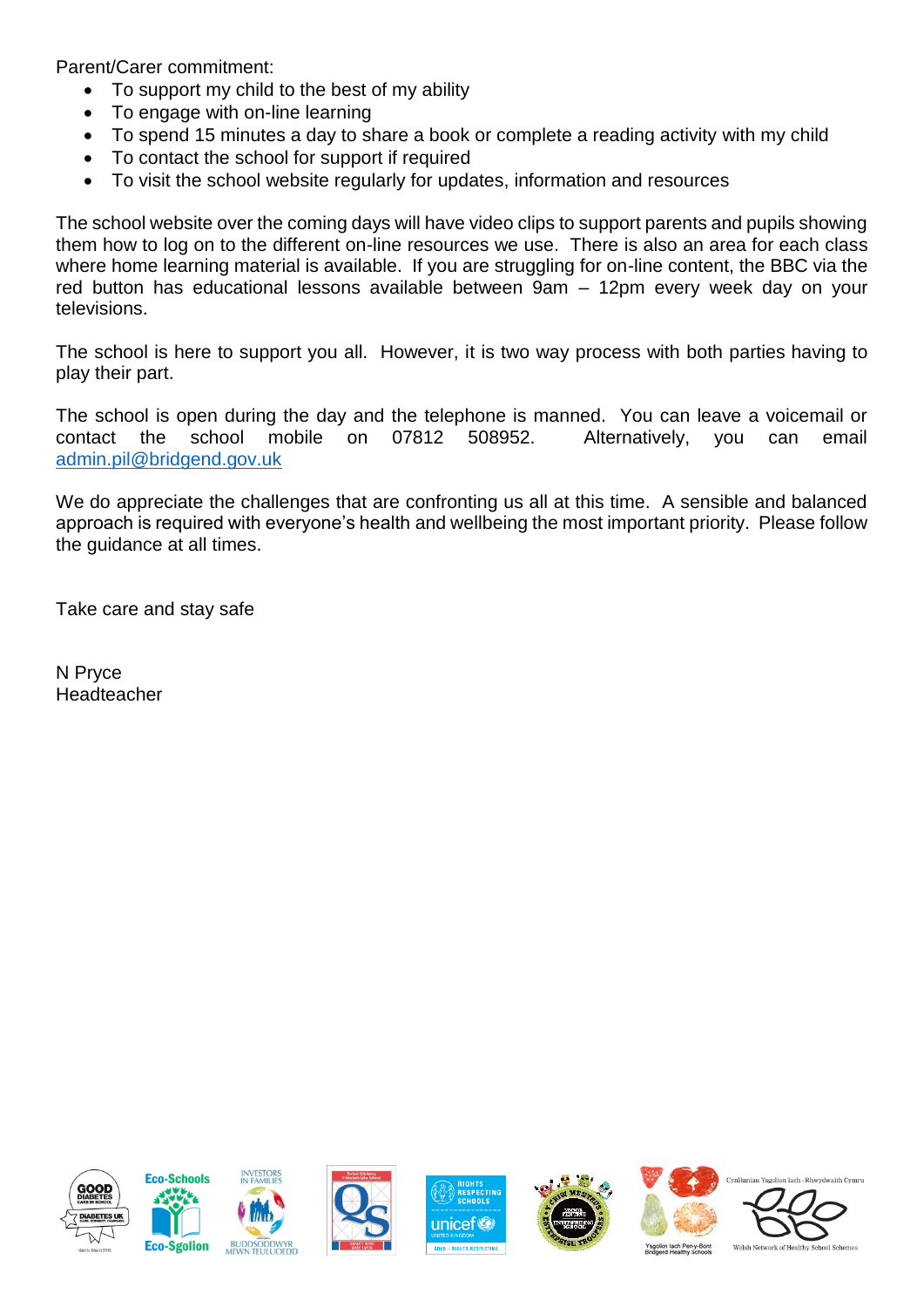Parent/Carer commitment:

- To support my child to the best of my ability
- To engage with on-line learning
- To spend 15 minutes a day to share a book or complete a reading activity with my child
- To contact the school for support if required
- To visit the school website regularly for updates, information and resources

The school website over the coming days will have video clips to support parents and pupils showing them how to log on to the different on-line resources we use. There is also an area for each class where home learning material is available. If you are struggling for on-line content, the BBC via the red button has educational lessons available between 9am – 12pm every week day on your televisions.

The school is here to support you all. However, it is two way process with both parties having to play their part.

The school is open during the day and the telephone is manned. You can leave a voicemail or contact the school mobile on 07812 508952. Alternatively, you can email admin.pil@bridgend.gov.uk

We do appreciate the challenges that are confronting us all at this time. A sensible and balanced approach is required with everyone's health and wellbeing the most important priority. Please follow the guidance at all times.

Take care and stay safe

N Pryce
Headteacher